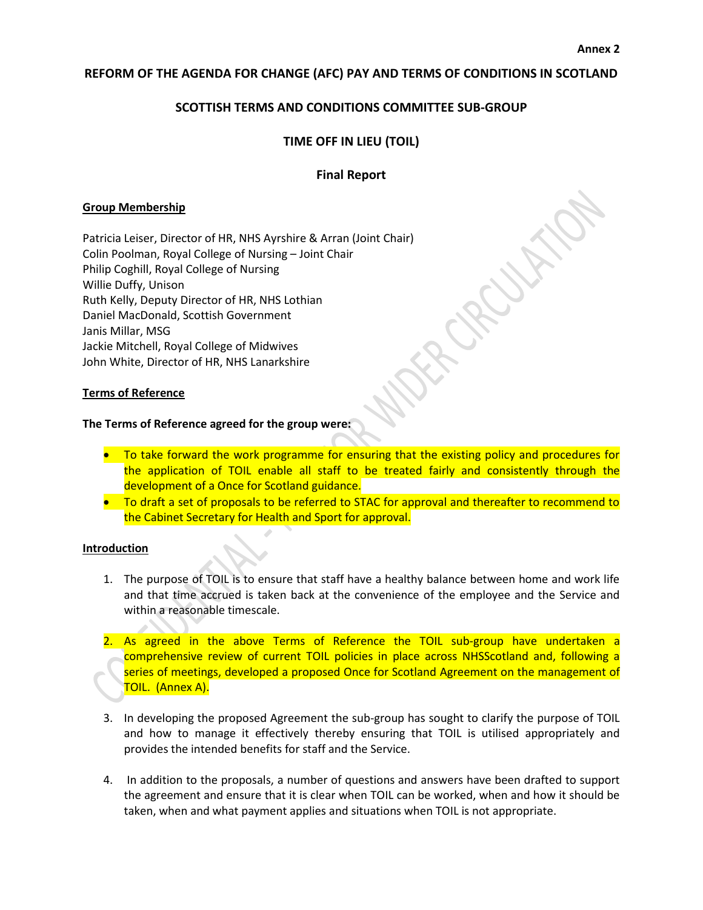**Annex 2**

# REFORM OF THE AGENDA FOR CHANGE (AFC) PAY AND TERMS OF CONDITIONS IN SCOTLAND

## SCOTTISH TERMS AND CONDITIONS COMMITTEE SUB-GROUP

## TIME OFF IN LIEU (TOIL)

## Final Report

### Group Membership

Patricia Leiser, Director of HR, NHS Ayrshire & Arran (Joint Chair)
Colin Poolman, Royal College of Nursing – Joint Chair
Philip Coghill, Royal College of Nursing
Willie Duffy, Unison
Ruth Kelly, Deputy Director of HR, NHS Lothian
Daniel MacDonald, Scottish Government
Janis Millar, MSG
Jackie Mitchell, Royal College of Midwives
John White, Director of HR, NHS Lanarkshire

### Terms of Reference

**The Terms of Reference agreed for the group were:**

- To take forward the work programme for ensuring that the existing policy and procedures for the application of TOIL enable all staff to be treated fairly and consistently through the development of a Once for Scotland guidance.
- To draft a set of proposals to be referred to STAC for approval and thereafter to recommend to the Cabinet Secretary for Health and Sport for approval.

### Introduction

1. The purpose of TOIL is to ensure that staff have a healthy balance between home and work life and that time accrued is taken back at the convenience of the employee and the Service and within a reasonable timescale.

2. As agreed in the above Terms of Reference the TOIL sub-group have undertaken a comprehensive review of current TOIL policies in place across NHSScotland and, following a series of meetings, developed a proposed Once for Scotland Agreement on the management of TOIL. (Annex A).

3. In developing the proposed Agreement the sub-group has sought to clarify the purpose of TOIL and how to manage it effectively thereby ensuring that TOIL is utilised appropriately and provides the intended benefits for staff and the Service.

4. In addition to the proposals, a number of questions and answers have been drafted to support the agreement and ensure that it is clear when TOIL can be worked, when and how it should be taken, when and what payment applies and situations when TOIL is not appropriate.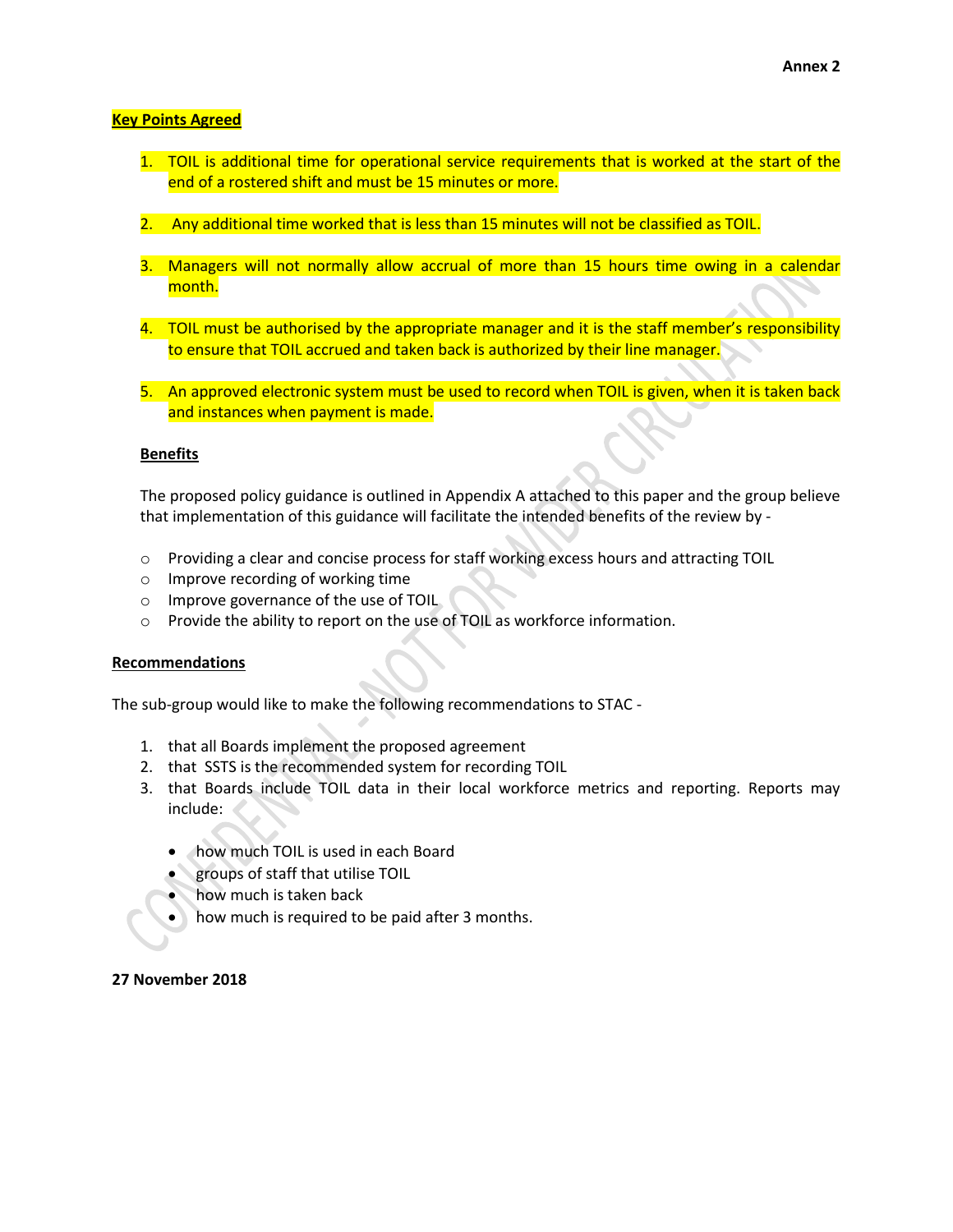Annex 2

**Key Points Agreed**

1. TOIL is additional time for operational service requirements that is worked at the start of the end of a rostered shift and must be 15 minutes or more.

2. Any additional time worked that is less than 15 minutes will not be classified as TOIL.

3. Managers will not normally allow accrual of more than 15 hours time owing in a calendar month.

4. TOIL must be authorised by the appropriate manager and it is the staff member's responsibility to ensure that TOIL accrued and taken back is authorized by their line manager.

5. An approved electronic system must be used to record when TOIL is given, when it is taken back and instances when payment is made.

**Benefits**

The proposed policy guidance is outlined in Appendix A attached to this paper and the group believe that implementation of this guidance will facilitate the intended benefits of the review by -

- Providing a clear and concise process for staff working excess hours and attracting TOIL
- Improve recording of working time
- Improve governance of the use of TOIL
- Provide the ability to report on the use of TOIL as workforce information.

**Recommendations**

The sub-group would like to make the following recommendations to STAC -

1. that all Boards implement the proposed agreement
2. that SSTS is the recommended system for recording TOIL
3. that Boards include TOIL data in their local workforce metrics and reporting. Reports may include:
   - how much TOIL is used in each Board
   - groups of staff that utilise TOIL
   - how much is taken back
   - how much is required to be paid after 3 months.

**27 November 2018**

CONFIDENTIAL - NOT FOR WIDER CIRCULATION